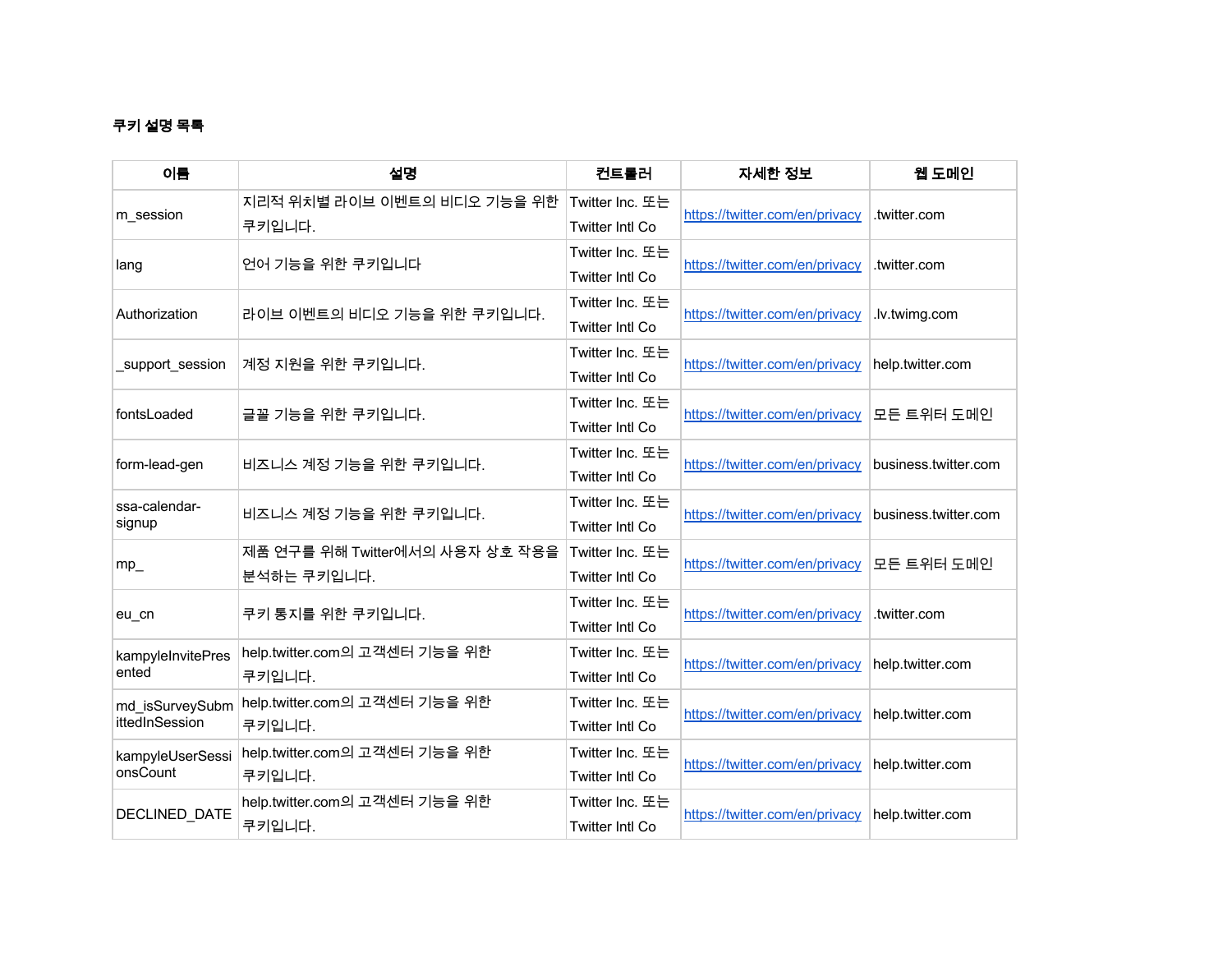**쿠키 설명 목록**

| 이름 | 설명 | 컨트롤러 | 자세한 정보 | 웹 도메인 |
|---|---|---|---|---|
| m_session | 지리적 위치별 라이브 이벤트의 비디오 기능을 위한 쿠키입니다. | Twitter Inc. 또는 Twitter Intl Co | https://twitter.com/en/privacy | .twitter.com |
| lang | 언어 기능을 위한 쿠키입니다 | Twitter Inc. 또는 Twitter Intl Co | https://twitter.com/en/privacy | .twitter.com |
| Authorization | 라이브 이벤트의 비디오 기능을 위한 쿠키입니다. | Twitter Inc. 또는 Twitter Intl Co | https://twitter.com/en/privacy | .lv.twimg.com |
| _support_session | 계정 지원을 위한 쿠키입니다. | Twitter Inc. 또는 Twitter Intl Co | https://twitter.com/en/privacy | help.twitter.com |
| fontsLoaded | 글꼴 기능을 위한 쿠키입니다. | Twitter Inc. 또는 Twitter Intl Co | https://twitter.com/en/privacy | 모든 트위터 도메인 |
| form-lead-gen | 비즈니스 계정 기능을 위한 쿠키입니다. | Twitter Inc. 또는 Twitter Intl Co | https://twitter.com/en/privacy | business.twitter.com |
| ssa-calendar-signup | 비즈니스 계정 기능을 위한 쿠키입니다. | Twitter Inc. 또는 Twitter Intl Co | https://twitter.com/en/privacy | business.twitter.com |
| mp_ | 제품 연구를 위해 Twitter에서의 사용자 상호 작용을 분석하는 쿠키입니다. | Twitter Inc. 또는 Twitter Intl Co | https://twitter.com/en/privacy | 모든 트위터 도메인 |
| eu_cn | 쿠키 통지를 위한 쿠키입니다. | Twitter Inc. 또는 Twitter Intl Co | https://twitter.com/en/privacy | .twitter.com |
| kampyleInvitePresented | help.twitter.com의 고객센터 기능을 위한 쿠키입니다. | Twitter Inc. 또는 Twitter Intl Co | https://twitter.com/en/privacy | help.twitter.com |
| md_isSurveySubmittedInSession | help.twitter.com의 고객센터 기능을 위한 쿠키입니다. | Twitter Inc. 또는 Twitter Intl Co | https://twitter.com/en/privacy | help.twitter.com |
| kampyleUserSessionsCount | help.twitter.com의 고객센터 기능을 위한 쿠키입니다. | Twitter Inc. 또는 Twitter Intl Co | https://twitter.com/en/privacy | help.twitter.com |
| DECLINED_DATE | help.twitter.com의 고객센터 기능을 위한 쿠키입니다. | Twitter Inc. 또는 Twitter Intl Co | https://twitter.com/en/privacy | help.twitter.com |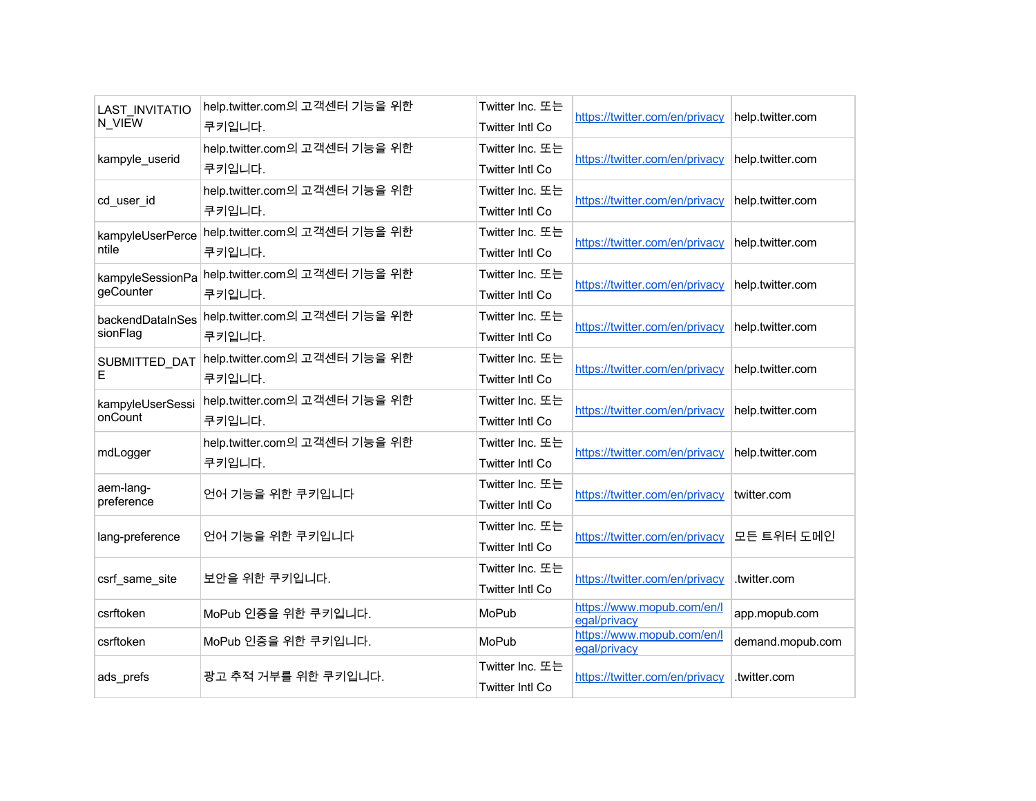| LAST_INVITATION_VIEW | help.twitter.com의 고객센터 기능을 위한 쿠키입니다. | Twitter Inc. 또는 Twitter Intl Co | https://twitter.com/en/privacy | help.twitter.com |
|---|---|---|---|---|
| kampyle_userid | help.twitter.com의 고객센터 기능을 위한 쿠키입니다. | Twitter Inc. 또는 Twitter Intl Co | https://twitter.com/en/privacy | help.twitter.com |
| cd_user_id | help.twitter.com의 고객센터 기능을 위한 쿠키입니다. | Twitter Inc. 또는 Twitter Intl Co | https://twitter.com/en/privacy | help.twitter.com |
| kampyleUserPercentile | help.twitter.com의 고객센터 기능을 위한 쿠키입니다. | Twitter Inc. 또는 Twitter Intl Co | https://twitter.com/en/privacy | help.twitter.com |
| kampyleSessionPageCounter | help.twitter.com의 고객센터 기능을 위한 쿠키입니다. | Twitter Inc. 또는 Twitter Intl Co | https://twitter.com/en/privacy | help.twitter.com |
| backendDataInSessionFlag | help.twitter.com의 고객센터 기능을 위한 쿠키입니다. | Twitter Inc. 또는 Twitter Intl Co | https://twitter.com/en/privacy | help.twitter.com |
| SUBMITTED_DATE | help.twitter.com의 고객센터 기능을 위한 쿠키입니다. | Twitter Inc. 또는 Twitter Intl Co | https://twitter.com/en/privacy | help.twitter.com |
| kampyleUserSessionCount | help.twitter.com의 고객센터 기능을 위한 쿠키입니다. | Twitter Inc. 또는 Twitter Intl Co | https://twitter.com/en/privacy | help.twitter.com |
| mdLogger | help.twitter.com의 고객센터 기능을 위한 쿠키입니다. | Twitter Inc. 또는 Twitter Intl Co | https://twitter.com/en/privacy | help.twitter.com |
| aem-lang-preference | 언어 기능을 위한 쿠키입니다 | Twitter Inc. 또는 Twitter Intl Co | https://twitter.com/en/privacy | twitter.com |
| lang-preference | 언어 기능을 위한 쿠키입니다 | Twitter Inc. 또는 Twitter Intl Co | https://twitter.com/en/privacy | 모든 트위터 도메인 |
| csrf_same_site | 보안을 위한 쿠키입니다. | Twitter Inc. 또는 Twitter Intl Co | https://twitter.com/en/privacy | .twitter.com |
| csrftoken | MoPub 인증을 위한 쿠키입니다. | MoPub | https://www.mopub.com/en/legal/privacy | app.mopub.com |
| csrftoken | MoPub 인증을 위한 쿠키입니다. | MoPub | https://www.mopub.com/en/legal/privacy | demand.mopub.com |
| ads_prefs | 광고 추적 거부를 위한 쿠키입니다. | Twitter Inc. 또는 Twitter Intl Co | https://twitter.com/en/privacy | .twitter.com |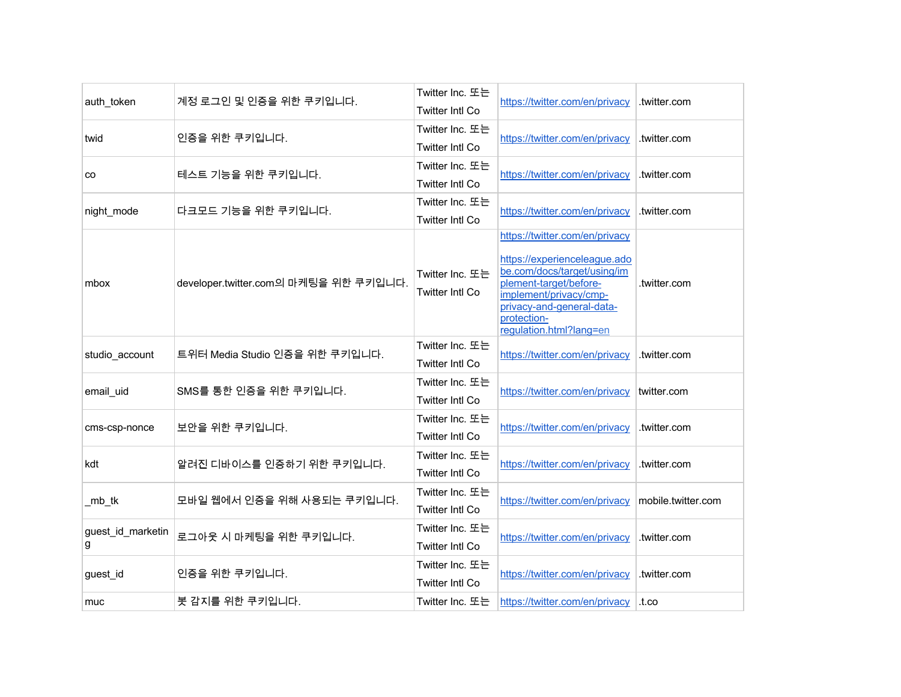| auth_token | 계정 로그인 및 인증을 위한 쿠키입니다. | Twitter Inc. 또는 Twitter Intl Co | https://twitter.com/en/privacy | .twitter.com |
|---|---|---|---|---|
| twid | 인증을 위한 쿠키입니다. | Twitter Inc. 또는 Twitter Intl Co | https://twitter.com/en/privacy | .twitter.com |
| co | 테스트 기능을 위한 쿠키입니다. | Twitter Inc. 또는 Twitter Intl Co | https://twitter.com/en/privacy | .twitter.com |
| night_mode | 다크모드 기능을 위한 쿠키입니다. | Twitter Inc. 또는 Twitter Intl Co | https://twitter.com/en/privacy | .twitter.com |
| mbox | developer.twitter.com의 마케팅을 위한 쿠키입니다. | Twitter Inc. 또는 Twitter Intl Co | https://twitter.com/en/privacy https://experienceleague.adobe.com/docs/target/using/implement-target/before-implement/privacy/cmp-privacy-and-general-data-protection-regulation.html?lang=en | .twitter.com |
| studio_account | 트위터 Media Studio 인증을 위한 쿠키입니다. | Twitter Inc. 또는 Twitter Intl Co | https://twitter.com/en/privacy | .twitter.com |
| email_uid | SMS를 통한 인증을 위한 쿠키입니다. | Twitter Inc. 또는 Twitter Intl Co | https://twitter.com/en/privacy | twitter.com |
| cms-csp-nonce | 보안을 위한 쿠키입니다. | Twitter Inc. 또는 Twitter Intl Co | https://twitter.com/en/privacy | .twitter.com |
| kdt | 알려진 디바이스를 인증하기 위한 쿠키입니다. | Twitter Inc. 또는 Twitter Intl Co | https://twitter.com/en/privacy | .twitter.com |
| _mb_tk | 모바일 웹에서 인증을 위해 사용되는 쿠키입니다. | Twitter Inc. 또는 Twitter Intl Co | https://twitter.com/en/privacy | mobile.twitter.com |
| guest_id_marketing | 로그아웃 시 마케팅을 위한 쿠키입니다. | Twitter Inc. 또는 Twitter Intl Co | https://twitter.com/en/privacy | .twitter.com |
| guest_id | 인증을 위한 쿠키입니다. | Twitter Inc. 또는 Twitter Intl Co | https://twitter.com/en/privacy | .twitter.com |
| muc | 봇 감지를 위한 쿠키입니다. | Twitter Inc. 또는 | https://twitter.com/en/privacy | .t.co |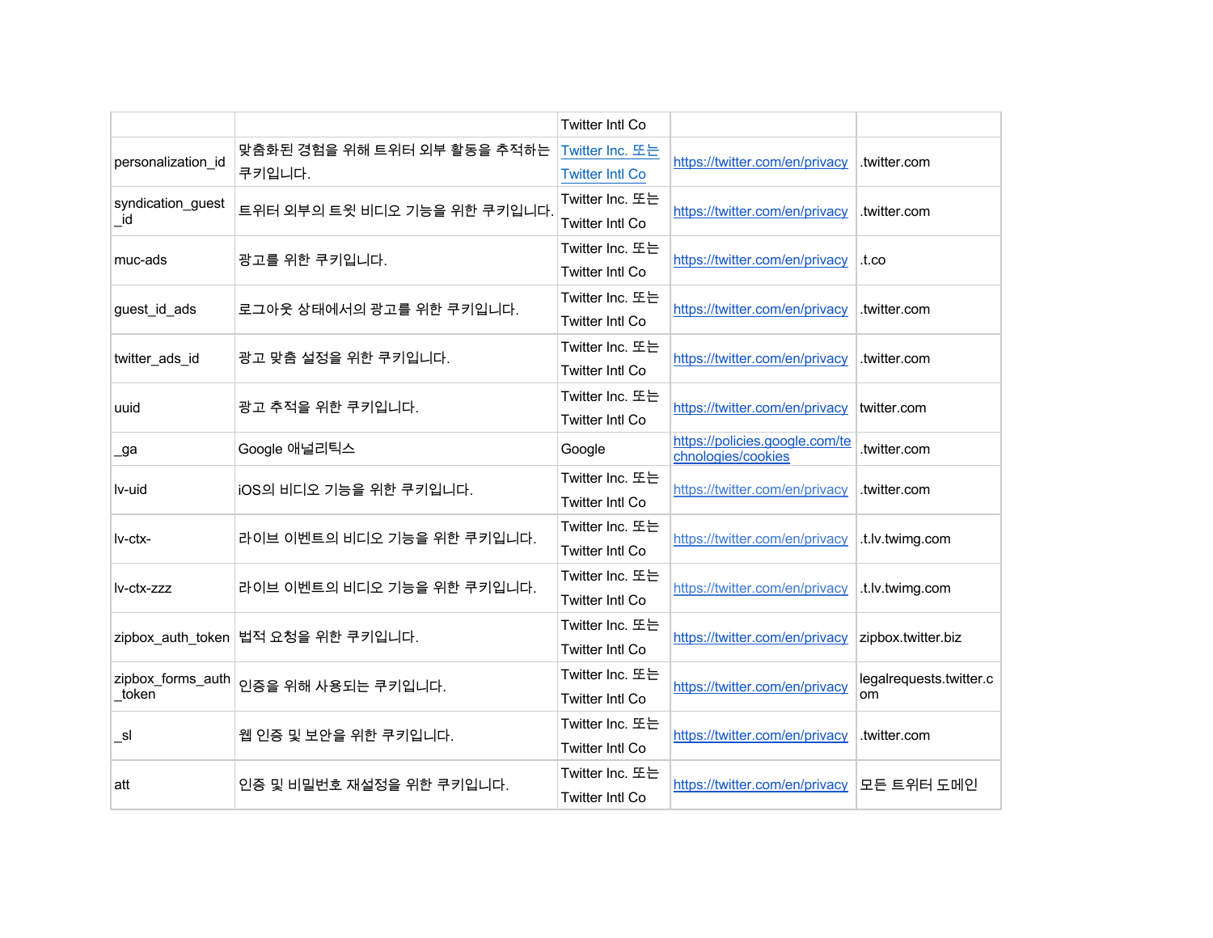| | | Twitter Intl Co | | |
|---|---|---|---|---|
| personalization_id | 맞춤화된 경험을 위해 트위터 외부 활동을 추적하는 쿠키입니다. | Twitter Inc. 또는 Twitter Intl Co | https://twitter.com/en/privacy | .twitter.com |
| syndication_guest_id | 트위터 외부의 트윗 비디오 기능을 위한 쿠키입니다. | Twitter Inc. 또는 Twitter Intl Co | https://twitter.com/en/privacy | .twitter.com |
| muc-ads | 광고를 위한 쿠키입니다. | Twitter Inc. 또는 Twitter Intl Co | https://twitter.com/en/privacy | .t.co |
| guest_id_ads | 로그아웃 상태에서의 광고를 위한 쿠키입니다. | Twitter Inc. 또는 Twitter Intl Co | https://twitter.com/en/privacy | .twitter.com |
| twitter_ads_id | 광고 맞춤 설정을 위한 쿠키입니다. | Twitter Inc. 또는 Twitter Intl Co | https://twitter.com/en/privacy | .twitter.com |
| uuid | 광고 추적을 위한 쿠키입니다. | Twitter Inc. 또는 Twitter Intl Co | https://twitter.com/en/privacy | twitter.com |
| _ga | Google 애널리틱스 | Google | https://policies.google.com/technologies/cookies | .twitter.com |
| lv-uid | iOS의 비디오 기능을 위한 쿠키입니다. | Twitter Inc. 또는 Twitter Intl Co | https://twitter.com/en/privacy | .twitter.com |
| lv-ctx- | 라이브 이벤트의 비디오 기능을 위한 쿠키입니다. | Twitter Inc. 또는 Twitter Intl Co | https://twitter.com/en/privacy | .t.lv.twimg.com |
| lv-ctx-zzz | 라이브 이벤트의 비디오 기능을 위한 쿠키입니다. | Twitter Inc. 또는 Twitter Intl Co | https://twitter.com/en/privacy | .t.lv.twimg.com |
| zipbox_auth_token | 법적 요청을 위한 쿠키입니다. | Twitter Inc. 또는 Twitter Intl Co | https://twitter.com/en/privacy | zipbox.twitter.biz |
| zipbox_forms_auth_token | 인증을 위해 사용되는 쿠키입니다. | Twitter Inc. 또는 Twitter Intl Co | https://twitter.com/en/privacy | legalrequests.twitter.com |
| _sl | 웹 인증 및 보안을 위한 쿠키입니다. | Twitter Inc. 또는 Twitter Intl Co | https://twitter.com/en/privacy | .twitter.com |
| att | 인증 및 비밀번호 재설정을 위한 쿠키입니다. | Twitter Inc. 또는 Twitter Intl Co | https://twitter.com/en/privacy | 모든 트위터 도메인 |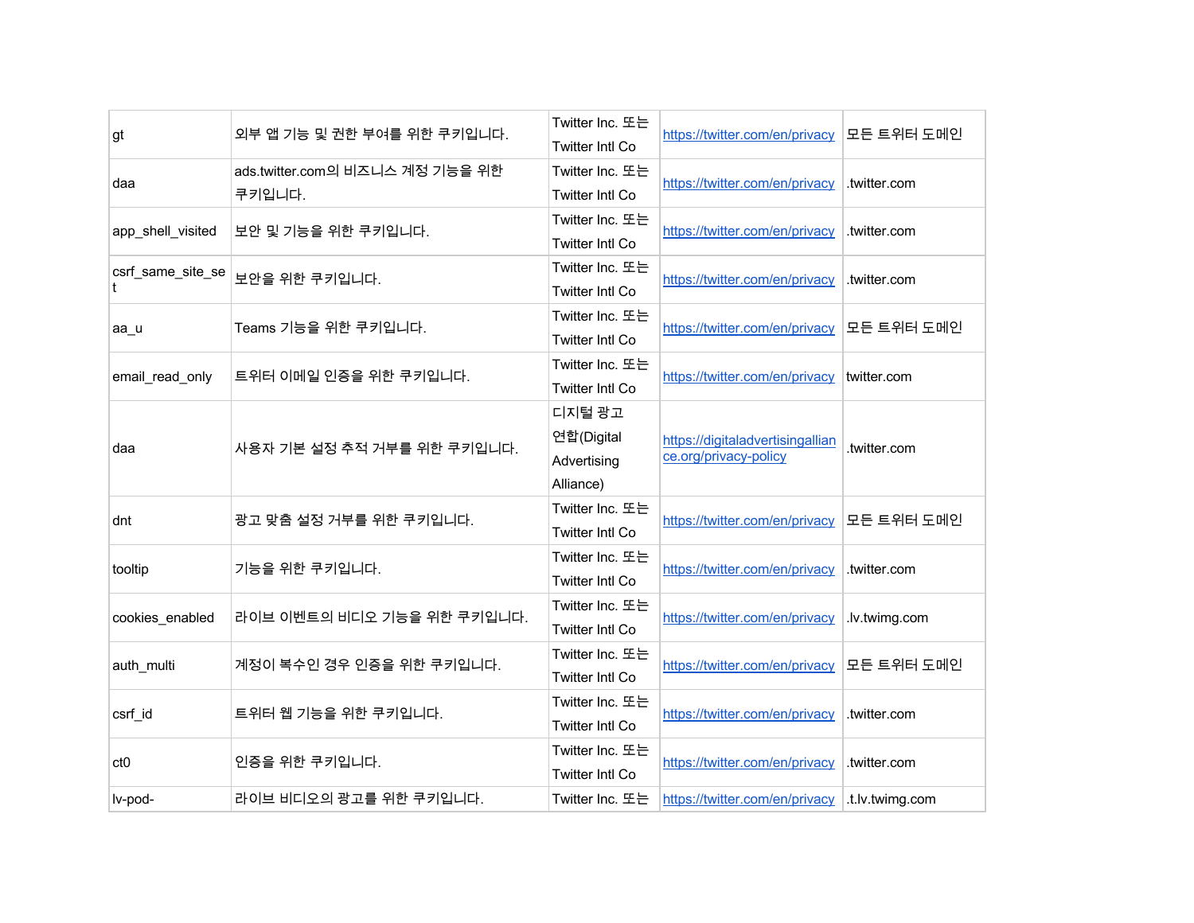| gt | 외부 앱 기능 및 권한 부여를 위한 쿠키입니다. | Twitter Inc. 또는 Twitter Intl Co | https://twitter.com/en/privacy | 모든 트위터 도메인 |
|---|---|---|---|---|
| daa | ads.twitter.com의 비즈니스 계정 기능을 위한 쿠키입니다. | Twitter Inc. 또는 Twitter Intl Co | https://twitter.com/en/privacy | .twitter.com |
| app_shell_visited | 보안 및 기능을 위한 쿠키입니다. | Twitter Inc. 또는 Twitter Intl Co | https://twitter.com/en/privacy | .twitter.com |
| csrf_same_site_set | 보안을 위한 쿠키입니다. | Twitter Inc. 또는 Twitter Intl Co | https://twitter.com/en/privacy | .twitter.com |
| aa_u | Teams 기능을 위한 쿠키입니다. | Twitter Inc. 또는 Twitter Intl Co | https://twitter.com/en/privacy | 모든 트위터 도메인 |
| email_read_only | 트위터 이메일 인증을 위한 쿠키입니다. | Twitter Inc. 또는 Twitter Intl Co | https://twitter.com/en/privacy | twitter.com |
| daa | 사용자 기본 설정 추적 거부를 위한 쿠키입니다. | 디지털 광고 연합(Digital Advertising Alliance) | https://digitaladvertisingalliance.org/privacy-policy | .twitter.com |
| dnt | 광고 맞춤 설정 거부를 위한 쿠키입니다. | Twitter Inc. 또는 Twitter Intl Co | https://twitter.com/en/privacy | 모든 트위터 도메인 |
| tooltip | 기능을 위한 쿠키입니다. | Twitter Inc. 또는 Twitter Intl Co | https://twitter.com/en/privacy | .twitter.com |
| cookies_enabled | 라이브 이벤트의 비디오 기능을 위한 쿠키입니다. | Twitter Inc. 또는 Twitter Intl Co | https://twitter.com/en/privacy | .lv.twimg.com |
| auth_multi | 계정이 복수인 경우 인증을 위한 쿠키입니다. | Twitter Inc. 또는 Twitter Intl Co | https://twitter.com/en/privacy | 모든 트위터 도메인 |
| csrf_id | 트위터 웹 기능을 위한 쿠키입니다. | Twitter Inc. 또는 Twitter Intl Co | https://twitter.com/en/privacy | .twitter.com |
| ct0 | 인증을 위한 쿠키입니다. | Twitter Inc. 또는 Twitter Intl Co | https://twitter.com/en/privacy | .twitter.com |
| lv-pod- | 라이브 비디오의 광고를 위한 쿠키입니다. | Twitter Inc. 또는 | https://twitter.com/en/privacy | .t.lv.twimg.com |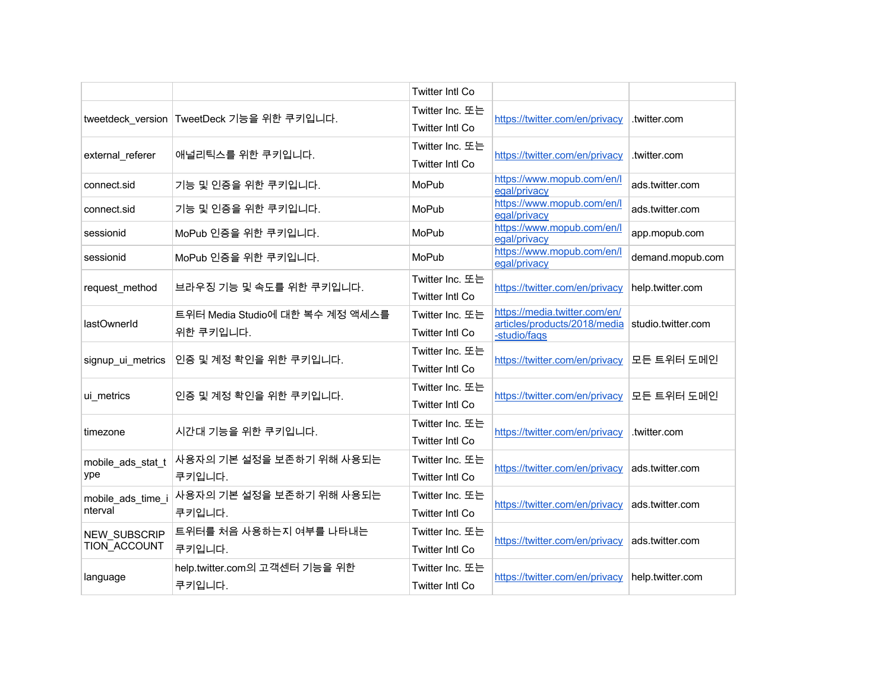| | | | | |
|---|---|---|---|---|
| | | Twitter Intl Co | | |
| tweetdeck_version | TweetDeck 기능을 위한 쿠키입니다. | Twitter Inc. 또는 Twitter Intl Co | https://twitter.com/en/privacy | .twitter.com |
| external_referer | 애널리틱스를 위한 쿠키입니다. | Twitter Inc. 또는 Twitter Intl Co | https://twitter.com/en/privacy | .twitter.com |
| connect.sid | 기능 및 인증을 위한 쿠키입니다. | MoPub | https://www.mopub.com/en/legal/privacy | ads.twitter.com |
| connect.sid | 기능 및 인증을 위한 쿠키입니다. | MoPub | https://www.mopub.com/en/legal/privacy | ads.twitter.com |
| sessionid | MoPub 인증을 위한 쿠키입니다. | MoPub | https://www.mopub.com/en/legal/privacy | app.mopub.com |
| sessionid | MoPub 인증을 위한 쿠키입니다. | MoPub | https://www.mopub.com/en/legal/privacy | demand.mopub.com |
| request_method | 브라우징 기능 및 속도를 위한 쿠키입니다. | Twitter Inc. 또는 Twitter Intl Co | https://twitter.com/en/privacy | help.twitter.com |
| lastOwnerId | 트위터 Media Studio에 대한 복수 계정 액세스를 위한 쿠키입니다. | Twitter Inc. 또는 Twitter Intl Co | https://media.twitter.com/en/articles/products/2018/media-studio/faqs | studio.twitter.com |
| signup_ui_metrics | 인증 및 계정 확인을 위한 쿠키입니다. | Twitter Inc. 또는 Twitter Intl Co | https://twitter.com/en/privacy | 모든 트위터 도메인 |
| ui_metrics | 인증 및 계정 확인을 위한 쿠키입니다. | Twitter Inc. 또는 Twitter Intl Co | https://twitter.com/en/privacy | 모든 트위터 도메인 |
| timezone | 시간대 기능을 위한 쿠키입니다. | Twitter Inc. 또는 Twitter Intl Co | https://twitter.com/en/privacy | .twitter.com |
| mobile_ads_stat_type | 사용자의 기본 설정을 보존하기 위해 사용되는 쿠키입니다. | Twitter Inc. 또는 Twitter Intl Co | https://twitter.com/en/privacy | ads.twitter.com |
| mobile_ads_time_interval | 사용자의 기본 설정을 보존하기 위해 사용되는 쿠키입니다. | Twitter Inc. 또는 Twitter Intl Co | https://twitter.com/en/privacy | ads.twitter.com |
| NEW_SUBSCRIPTION_ACCOUNT | 트위터를 처음 사용하는지 여부를 나타내는 쿠키입니다. | Twitter Inc. 또는 Twitter Intl Co | https://twitter.com/en/privacy | ads.twitter.com |
| language | help.twitter.com의 고객센터 기능을 위한 쿠키입니다. | Twitter Inc. 또는 Twitter Intl Co | https://twitter.com/en/privacy | help.twitter.com |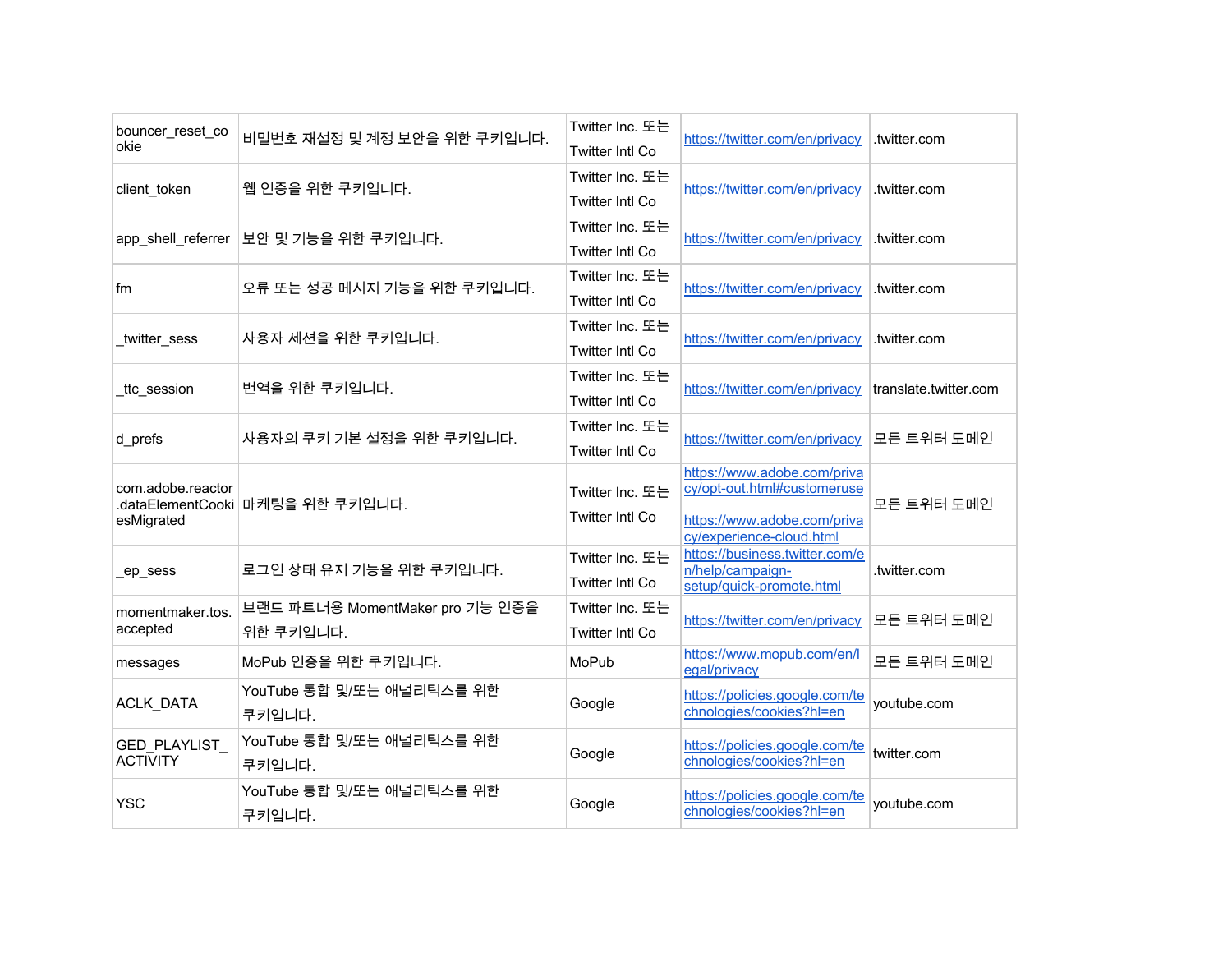| bouncer_reset_cookie | 비밀번호 재설정 및 계정 보안을 위한 쿠키입니다. | Twitter Inc. 또는 Twitter Intl Co | https://twitter.com/en/privacy | .twitter.com |
|---|---|---|---|---|
| client_token | 웹 인증을 위한 쿠키입니다. | Twitter Inc. 또는 Twitter Intl Co | https://twitter.com/en/privacy | .twitter.com |
| app_shell_referrer | 보안 및 기능을 위한 쿠키입니다. | Twitter Inc. 또는 Twitter Intl Co | https://twitter.com/en/privacy | .twitter.com |
| fm | 오류 또는 성공 메시지 기능을 위한 쿠키입니다. | Twitter Inc. 또는 Twitter Intl Co | https://twitter.com/en/privacy | .twitter.com |
| _twitter_sess | 사용자 세션을 위한 쿠키입니다. | Twitter Inc. 또는 Twitter Intl Co | https://twitter.com/en/privacy | .twitter.com |
| _ttc_session | 번역을 위한 쿠키입니다. | Twitter Inc. 또는 Twitter Intl Co | https://twitter.com/en/privacy | translate.twitter.com |
| d_prefs | 사용자의 쿠키 기본 설정을 위한 쿠키입니다. | Twitter Inc. 또는 Twitter Intl Co | https://twitter.com/en/privacy | 모든 트위터 도메인 |
| com.adobe.reactor.dataElementCookiesMigrated | 마케팅을 위한 쿠키입니다. | Twitter Inc. 또는 Twitter Intl Co | https://www.adobe.com/privacy/opt-out.html#customeruse<br><br>https://www.adobe.com/privacy/experience-cloud.html | 모든 트위터 도메인 |
| _ep_sess | 로그인 상태 유지 기능을 위한 쿠키입니다. | Twitter Inc. 또는 Twitter Intl Co | https://business.twitter.com/en/help/campaign-setup/quick-promote.html | .twitter.com |
| momentmaker.tos.accepted | 브랜드 파트너용 MomentMaker pro 기능 인증을 위한 쿠키입니다. | Twitter Inc. 또는 Twitter Intl Co | https://twitter.com/en/privacy | 모든 트위터 도메인 |
| messages | MoPub 인증을 위한 쿠키입니다. | MoPub | https://www.mopub.com/en/legal/privacy | 모든 트위터 도메인 |
| ACLK_DATA | YouTube 통합 및/또는 애널리틱스를 위한 쿠키입니다. | Google | https://policies.google.com/technologies/cookies?hl=en | youtube.com |
| GED_PLAYLIST_ACTIVITY | YouTube 통합 및/또는 애널리틱스를 위한 쿠키입니다. | Google | https://policies.google.com/technologies/cookies?hl=en | twitter.com |
| YSC | YouTube 통합 및/또는 애널리틱스를 위한 쿠키입니다. | Google | https://policies.google.com/technologies/cookies?hl=en | youtube.com |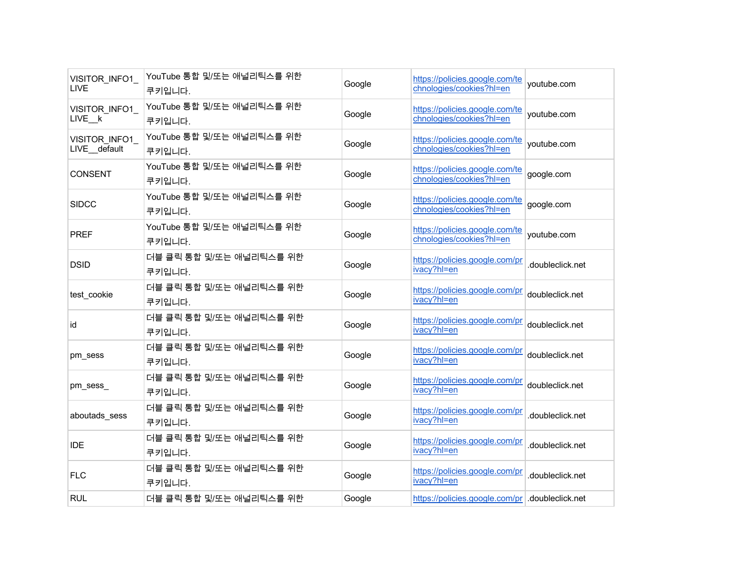| | | | | |
|---|---|---|---|---|
| VISITOR_INFO1_LIVE | YouTube 통합 및/또는 애널리틱스를 위한 쿠키입니다. | Google | https://policies.google.com/technologies/cookies?hl=en | youtube.com |
| VISITOR_INFO1_LIVE__k | YouTube 통합 및/또는 애널리틱스를 위한 쿠키입니다. | Google | https://policies.google.com/technologies/cookies?hl=en | youtube.com |
| VISITOR_INFO1_LIVE__default | YouTube 통합 및/또는 애널리틱스를 위한 쿠키입니다. | Google | https://policies.google.com/technologies/cookies?hl=en | youtube.com |
| CONSENT | YouTube 통합 및/또는 애널리틱스를 위한 쿠키입니다. | Google | https://policies.google.com/technologies/cookies?hl=en | google.com |
| SIDCC | YouTube 통합 및/또는 애널리틱스를 위한 쿠키입니다. | Google | https://policies.google.com/technologies/cookies?hl=en | google.com |
| PREF | YouTube 통합 및/또는 애널리틱스를 위한 쿠키입니다. | Google | https://policies.google.com/technologies/cookies?hl=en | youtube.com |
| DSID | 더블 클릭 통합 및/또는 애널리틱스를 위한 쿠키입니다. | Google | https://policies.google.com/privacy?hl=en | .doubleclick.net |
| test_cookie | 더블 클릭 통합 및/또는 애널리틱스를 위한 쿠키입니다. | Google | https://policies.google.com/privacy?hl=en | doubleclick.net |
| id | 더블 클릭 통합 및/또는 애널리틱스를 위한 쿠키입니다. | Google | https://policies.google.com/privacy?hl=en | doubleclick.net |
| pm_sess | 더블 클릭 통합 및/또는 애널리틱스를 위한 쿠키입니다. | Google | https://policies.google.com/privacy?hl=en | doubleclick.net |
| pm_sess_ | 더블 클릭 통합 및/또는 애널리틱스를 위한 쿠키입니다. | Google | https://policies.google.com/privacy?hl=en | doubleclick.net |
| aboutads_sess | 더블 클릭 통합 및/또는 애널리틱스를 위한 쿠키입니다. | Google | https://policies.google.com/privacy?hl=en | .doubleclick.net |
| IDE | 더블 클릭 통합 및/또는 애널리틱스를 위한 쿠키입니다. | Google | https://policies.google.com/privacy?hl=en | .doubleclick.net |
| FLC | 더블 클릭 통합 및/또는 애널리틱스를 위한 쿠키입니다. | Google | https://policies.google.com/privacy?hl=en | .doubleclick.net |
| RUL | 더블 클릭 통합 및/또는 애널리틱스를 위한 | Google | https://policies.google.com/pr | .doubleclick.net |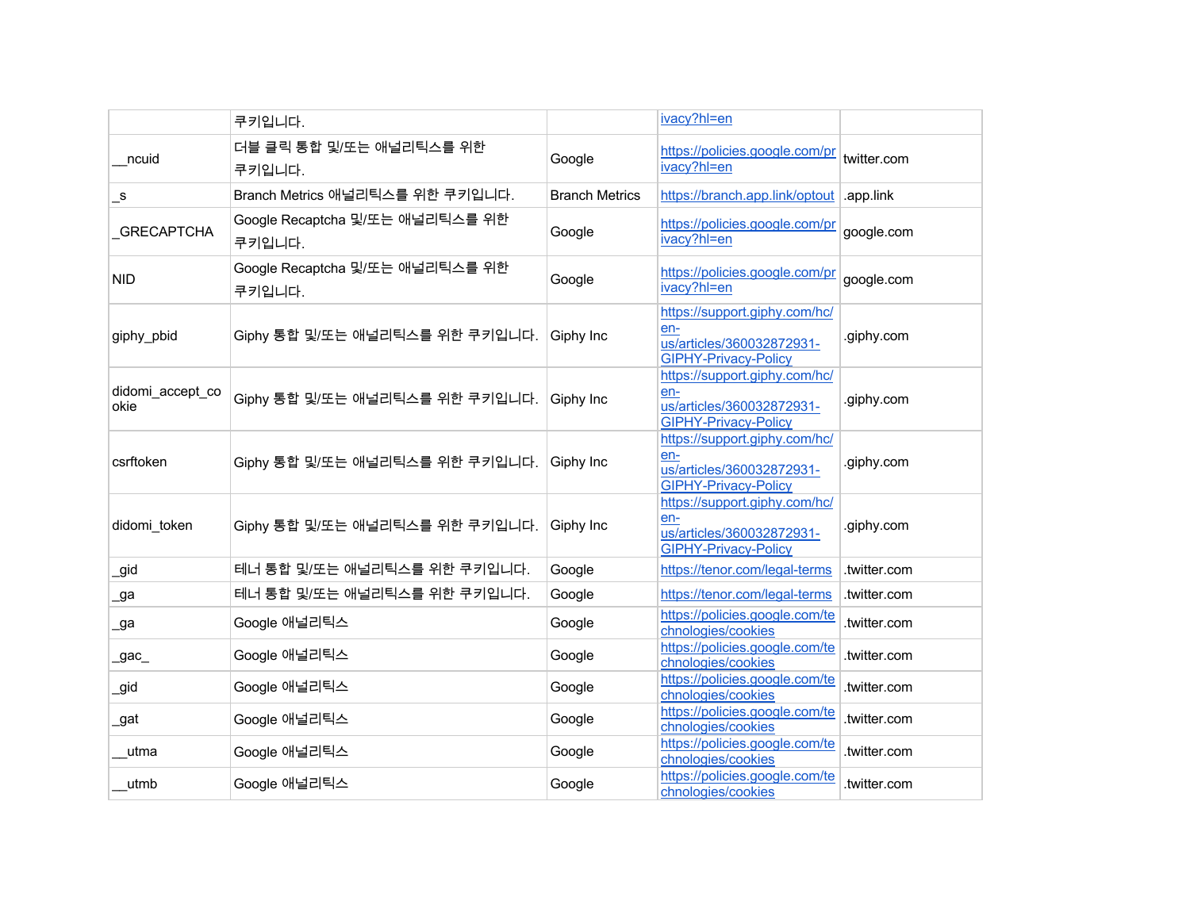| | 쿠키입니다. | | ivacy?hl=en | |
|---|---|---|---|---|
| __ncuid | 더블 클릭 통합 및/또는 애널리틱스를 위한 쿠키입니다. | Google | https://policies.google.com/privacy?hl=en | twitter.com |
| _s | Branch Metrics 애널리틱스를 위한 쿠키입니다. | Branch Metrics | https://branch.app.link/optout | .app.link |
| _GRECAPTCHA | Google Recaptcha 및/또는 애널리틱스를 위한 쿠키입니다. | Google | https://policies.google.com/privacy?hl=en | google.com |
| NID | Google Recaptcha 및/또는 애널리틱스를 위한 쿠키입니다. | Google | https://policies.google.com/privacy?hl=en | google.com |
| giphy_pbid | Giphy 통합 및/또는 애널리틱스를 위한 쿠키입니다. | Giphy Inc | https://support.giphy.com/hc/en-us/articles/360032872931-GIPHY-Privacy-Policy | .giphy.com |
| didomi_accept_cookie | Giphy 통합 및/또는 애널리틱스를 위한 쿠키입니다. | Giphy Inc | https://support.giphy.com/hc/en-us/articles/360032872931-GIPHY-Privacy-Policy | .giphy.com |
| csrftoken | Giphy 통합 및/또는 애널리틱스를 위한 쿠키입니다. | Giphy Inc | https://support.giphy.com/hc/en-us/articles/360032872931-GIPHY-Privacy-Policy | .giphy.com |
| didomi_token | Giphy 통합 및/또는 애널리틱스를 위한 쿠키입니다. | Giphy Inc | https://support.giphy.com/hc/en-us/articles/360032872931-GIPHY-Privacy-Policy | .giphy.com |
| _gid | 테너 통합 및/또는 애널리틱스를 위한 쿠키입니다. | Google | https://tenor.com/legal-terms | .twitter.com |
| _ga | 테너 통합 및/또는 애널리틱스를 위한 쿠키입니다. | Google | https://tenor.com/legal-terms | .twitter.com |
| _ga | Google 애널리틱스 | Google | https://policies.google.com/technologies/cookies | .twitter.com |
| _gac_ | Google 애널리틱스 | Google | https://policies.google.com/technologies/cookies | .twitter.com |
| _gid | Google 애널리틱스 | Google | https://policies.google.com/technologies/cookies | .twitter.com |
| _gat | Google 애널리틱스 | Google | https://policies.google.com/technologies/cookies | .twitter.com |
| __utma | Google 애널리틱스 | Google | https://policies.google.com/technologies/cookies | .twitter.com |
| __utmb | Google 애널리틱스 | Google | https://policies.google.com/technologies/cookies | .twitter.com |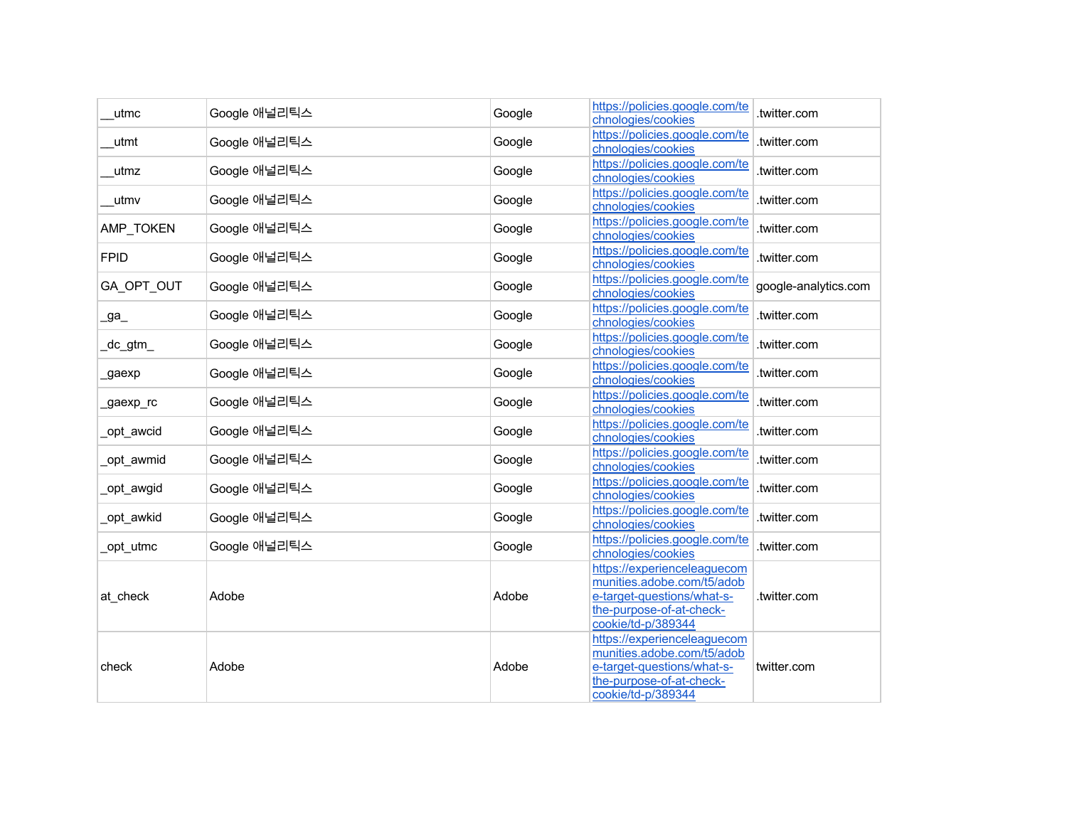| | | | | |
|---|---|---|---|---|
| __utmc | Google 애널리틱스 | Google | https://policies.google.com/technologies/cookies | .twitter.com |
| __utmt | Google 애널리틱스 | Google | https://policies.google.com/technologies/cookies | .twitter.com |
| __utmz | Google 애널리틱스 | Google | https://policies.google.com/technologies/cookies | .twitter.com |
| __utmv | Google 애널리틱스 | Google | https://policies.google.com/technologies/cookies | .twitter.com |
| AMP_TOKEN | Google 애널리틱스 | Google | https://policies.google.com/technologies/cookies | .twitter.com |
| FPID | Google 애널리틱스 | Google | https://policies.google.com/technologies/cookies | .twitter.com |
| GA_OPT_OUT | Google 애널리틱스 | Google | https://policies.google.com/technologies/cookies | google-analytics.com |
| _ga_ | Google 애널리틱스 | Google | https://policies.google.com/technologies/cookies | .twitter.com |
| _dc_gtm_ | Google 애널리틱스 | Google | https://policies.google.com/technologies/cookies | .twitter.com |
| _gaexp | Google 애널리틱스 | Google | https://policies.google.com/technologies/cookies | .twitter.com |
| _gaexp_rc | Google 애널리틱스 | Google | https://policies.google.com/technologies/cookies | .twitter.com |
| _opt_awcid | Google 애널리틱스 | Google | https://policies.google.com/technologies/cookies | .twitter.com |
| _opt_awmid | Google 애널리틱스 | Google | https://policies.google.com/technologies/cookies | .twitter.com |
| _opt_awgid | Google 애널리틱스 | Google | https://policies.google.com/technologies/cookies | .twitter.com |
| _opt_awkid | Google 애널리틱스 | Google | https://policies.google.com/technologies/cookies | .twitter.com |
| _opt_utmc | Google 애널리틱스 | Google | https://policies.google.com/technologies/cookies | .twitter.com |
| at_check | Adobe | Adobe | https://experienceleaguecommunities.adobe.com/t5/adobe-target-questions/what-s-the-purpose-of-at-check-cookie/td-p/389344 | .twitter.com |
| check | Adobe | Adobe | https://experienceleaguecommunities.adobe.com/t5/adobe-target-questions/what-s-the-purpose-of-at-check-cookie/td-p/389344 | twitter.com |